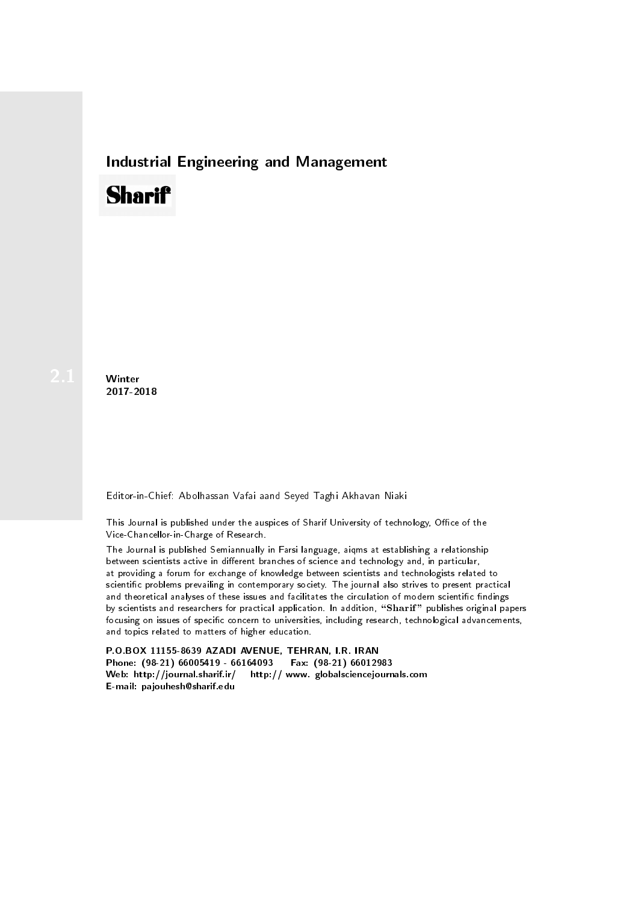# Industrial Engineering and Management

**Sharif**

2.1

**Winter**
**2017-2018**

Editor-in-Chief: Abolhassan Vafai aand Seyed Taghi Akhavan Niaki

This Journal is published under the auspices of Sharif University of technology, Office of the Vice-Chancellor-in-Charge of Research.

The Journal is published Semiannually in Farsi language, aiqms at establishing a relationship between scientists active in different branches of science and technology and, in particular, at providing a forum for exchange of knowledge between scientists and technologists related to scientific problems prevailing in contemporary society. The journal also strives to present practical and theoretical analyses of these issues and facilitates the circulation of modern scientific findings by scientists and researchers for practical application. In addition, "**Sharif**" publishes original papers focusing on issues of specific concern to universities, including research, technological advancements, and topics related to matters of higher education.

**P.O.BOX 11155-8639 AZADI AVENUE, TEHRAN, I.R. IRAN**
**Phone: (98-21) 66005419 - 66164093 Fax: (98-21) 66012983**
**Web: http://journal.sharif.ir/ http:// www. globalsciencejournals.com**
**E-mail: pajouhesh@sharif.edu**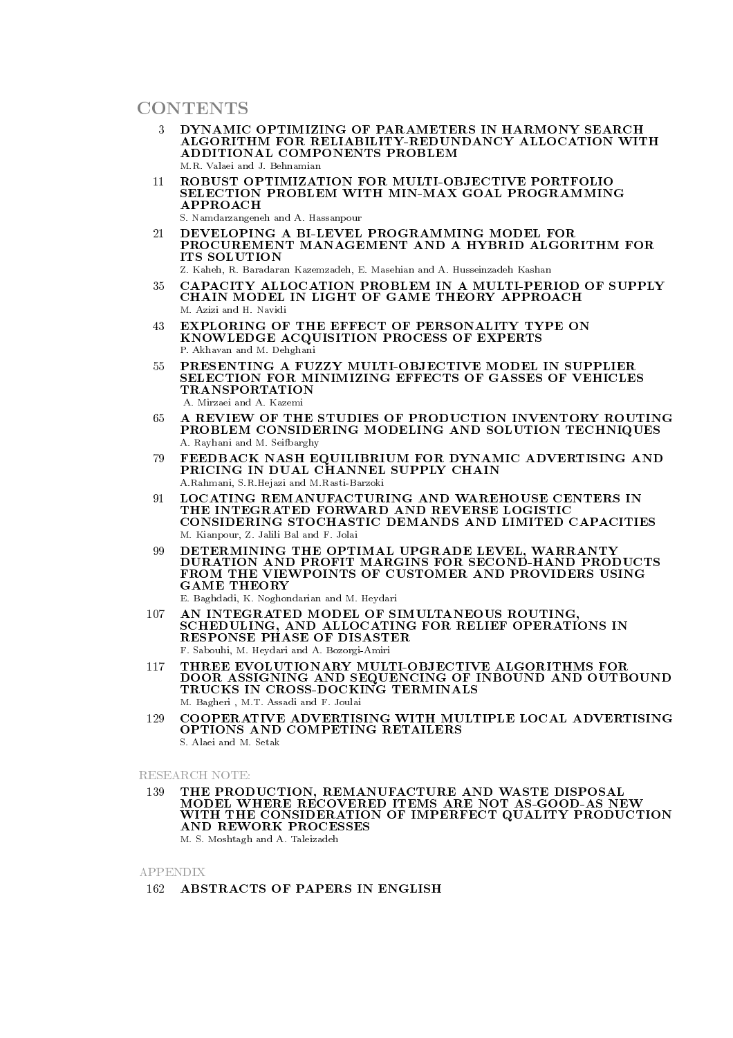# CONTENTS

3 **DYNAMIC OPTIMIZING OF PARAMETERS IN HARMONY SEARCH ALGORITHM FOR RELIABILITY-REDUNDANCY ALLOCATION WITH ADDITIONAL COMPONENTS PROBLEM**
M.R. Valaei and J. Behnamian

11 **ROBUST OPTIMIZATION FOR MULTI-OBJECTIVE PORTFOLIO SELECTION PROBLEM WITH MIN-MAX GOAL PROGRAMMING APPROACH**
S. Namdarzangeneh and A. Hassanpour

21 **DEVELOPING A BI-LEVEL PROGRAMMING MODEL FOR PROCUREMENT MANAGEMENT AND A HYBRID ALGORITHM FOR ITS SOLUTION**
Z. Kaheh, R. Baradaran Kazemzadeh, E. Masehian and A. Husseinzadeh Kashan

35 **CAPACITY ALLOCATION PROBLEM IN A MULTI-PERIOD OF SUPPLY CHAIN MODEL IN LIGHT OF GAME THEORY APPROACH**
M. Azizi and H. Navidi

43 **EXPLORING OF THE EFFECT OF PERSONALITY TYPE ON KNOWLEDGE ACQUISITION PROCESS OF EXPERTS**
P. Akhavan and M. Dehghani

55 **PRESENTING A FUZZY MULTI-OBJECTIVE MODEL IN SUPPLIER SELECTION FOR MINIMIZING EFFECTS OF GASSES OF VEHICLES TRANSPORTATION**
A. Mirzaei and A. Kazemi

65 **A REVIEW OF THE STUDIES OF PRODUCTION INVENTORY ROUTING PROBLEM CONSIDERING MODELING AND SOLUTION TECHNIQUES**
A. Rayhani and M. Seifbarghy

79 **FEEDBACK NASH EQUILIBRIUM FOR DYNAMIC ADVERTISING AND PRICING IN DUAL CHANNEL SUPPLY CHAIN**
A.Rahmani, S.R.Hejazi and M.Rasti-Barzoki

91 **LOCATING REMANUFACTURING AND WAREHOUSE CENTERS IN THE INTEGRATED FORWARD AND REVERSE LOGISTIC CONSIDERING STOCHASTIC DEMANDS AND LIMITED CAPACITIES**
M. Kianpour, Z. Jalili Bal and F. Jolai

99 **DETERMINING THE OPTIMAL UPGRADE LEVEL, WARRANTY DURATION AND PROFIT MARGINS FOR SECOND-HAND PRODUCTS FROM THE VIEWPOINTS OF CUSTOMER AND PROVIDERS USING GAME THEORY**
E. Baghdadi, K. Noghondarian and M. Heydari

107 **AN INTEGRATED MODEL OF SIMULTANEOUS ROUTING, SCHEDULING, AND ALLOCATING FOR RELIEF OPERATIONS IN RESPONSE PHASE OF DISASTER**
F. Sabouhi, M. Heydari and A. Bozorgi-Amiri

117 **THREE EVOLUTIONARY MULTI-OBJECTIVE ALGORITHMS FOR DOOR ASSIGNING AND SEQUENCING OF INBOUND AND OUTBOUND TRUCKS IN CROSS-DOCKING TERMINALS**
M. Bagheri , M.T. Assadi and F. Joulai

129 **COOPERATIVE ADVERTISING WITH MULTIPLE LOCAL ADVERTISING OPTIONS AND COMPETING RETAILERS**
S. Alaei and M. Setak

## RESEARCH NOTE:

139 **THE PRODUCTION, REMANUFACTURE AND WASTE DISPOSAL MODEL WHERE RECOVERED ITEMS ARE NOT AS-GOOD-AS NEW WITH THE CONSIDERATION OF IMPERFECT QUALITY PRODUCTION AND REWORK PROCESSES**
M. S. Moshtagh and A. Taleizadeh

## APPENDIX

162 **ABSTRACTS OF PAPERS IN ENGLISH**